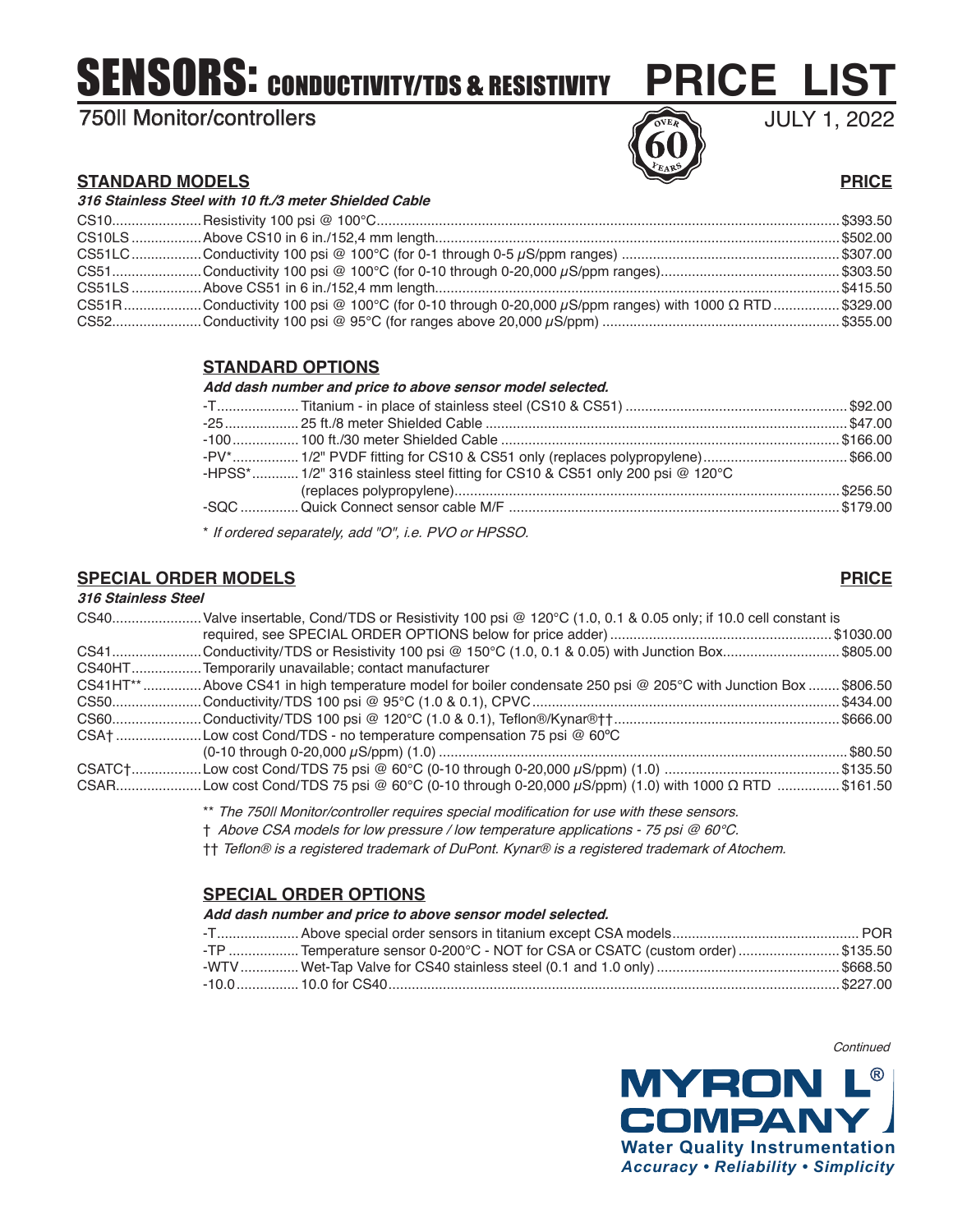# SENSORS: CONDUCTIVITY/TDS & RESISTIVITY PRICE LIST

**750II Monitor/controllers**

JULY 1, 2022

## STANDARD MODELS

***316 Stainless Steel with 10 ft./3 meter Shielded Cable***

| Model | Description | PRICE |
|---|---|---|
| CS10 | Resistivity 100 psi @ 100°C | $393.50 |
| CS10LS | Above CS10 in 6 in./152,4 mm length | $502.00 |
| CS51LC | Conductivity 100 psi @ 100°C (for 0-1 through 0-5 µS/ppm ranges) | $307.00 |
| CS51 | Conductivity 100 psi @ 100°C (for 0-10 through 0-20,000 µS/ppm ranges) | $303.50 |
| CS51LS | Above CS51 in 6 in./152,4 mm length | $415.50 |
| CS51R | Conductivity 100 psi @ 100°C (for 0-10 through 0-20,000 µS/ppm ranges) with 1000 Ω RTD | $329.00 |
| CS52 | Conductivity 100 psi @ 95°C (for ranges above 20,000 µS/ppm) | $355.00 |

## STANDARD OPTIONS

***Add dash number and price to above sensor model selected.***

| Option | Description | Price |
|---|---|---|
| -T | Titanium - in place of stainless steel (CS10 & CS51) | $92.00 |
| -25 | 25 ft./8 meter Shielded Cable | $47.00 |
| -100 | 100 ft./30 meter Shielded Cable | $166.00 |
| -PV* | 1/2" PVDF fitting for CS10 & CS51 only (replaces polypropylene) | $66.00 |
| -HPSS* | 1/2" 316 stainless steel fitting for CS10 & CS51 only 200 psi @ 120°C (replaces polypropylene) | $256.50 |
| -SQC | Quick Connect sensor cable M/F | $179.00 |

\* *If ordered separately, add "O", i.e. PVO or HPSSO.*

## SPECIAL ORDER MODELS

***316 Stainless Steel***

| Model | Description | PRICE |
|---|---|---|
| CS40 | Valve insertable, Cond/TDS or Resistivity 100 psi @ 120°C (1.0, 0.1 & 0.05 only; if 10.0 cell constant is required, see SPECIAL ORDER OPTIONS below for price adder) | $1030.00 |
| CS41 | Conductivity/TDS or Resistivity 100 psi @ 150°C (1.0, 0.1 & 0.05) with Junction Box | $805.00 |
| CS40HT | Temporarily unavailable; contact manufacturer | |
| CS41HT** | Above CS41 in high temperature model for boiler condensate 250 psi @ 205°C with Junction Box | $806.50 |
| CS50 | Conductivity/TDS 100 psi @ 95°C (1.0 & 0.1), CPVC | $434.00 |
| CS60 | Conductivity/TDS 100 psi @ 120°C (1.0 & 0.1), Teflon®/Kynar®†† | $666.00 |
| CSA† | Low cost Cond/TDS - no temperature compensation 75 psi @ 60°C (0-10 through 0-20,000 µS/ppm) (1.0) | $80.50 |
| CSATC† | Low cost Cond/TDS 75 psi @ 60°C (0-10 through 0-20,000 µS/ppm) (1.0) | $135.50 |
| CSAR | Low cost Cond/TDS 75 psi @ 60°C (0-10 through 0-20,000 µS/ppm) (1.0) with 1000 Ω RTD | $161.50 |

\*\* *The 750II Monitor/controller requires special modification for use with these sensors.*

† *Above CSA models for low pressure / low temperature applications - 75 psi @ 60°C.*

†† *Teflon® is a registered trademark of DuPont. Kynar® is a registered trademark of Atochem.*

## SPECIAL ORDER OPTIONS

***Add dash number and price to above sensor model selected.***

| Option | Description | Price |
|---|---|---|
| -T | Above special order sensors in titanium except CSA models | POR |
| -TP | Temperature sensor 0-200°C - NOT for CSA or CSATC (custom order) | $135.50 |
| -WTV | Wet-Tap Valve for CS40 stainless steel (0.1 and 1.0 only) | $668.50 |
| -10.0 | 10.0 for CS40 | $227.00 |

*Continued*

**MYRON L® COMPANY**
**Water Quality Instrumentation**
***Accuracy • Reliability • Simplicity***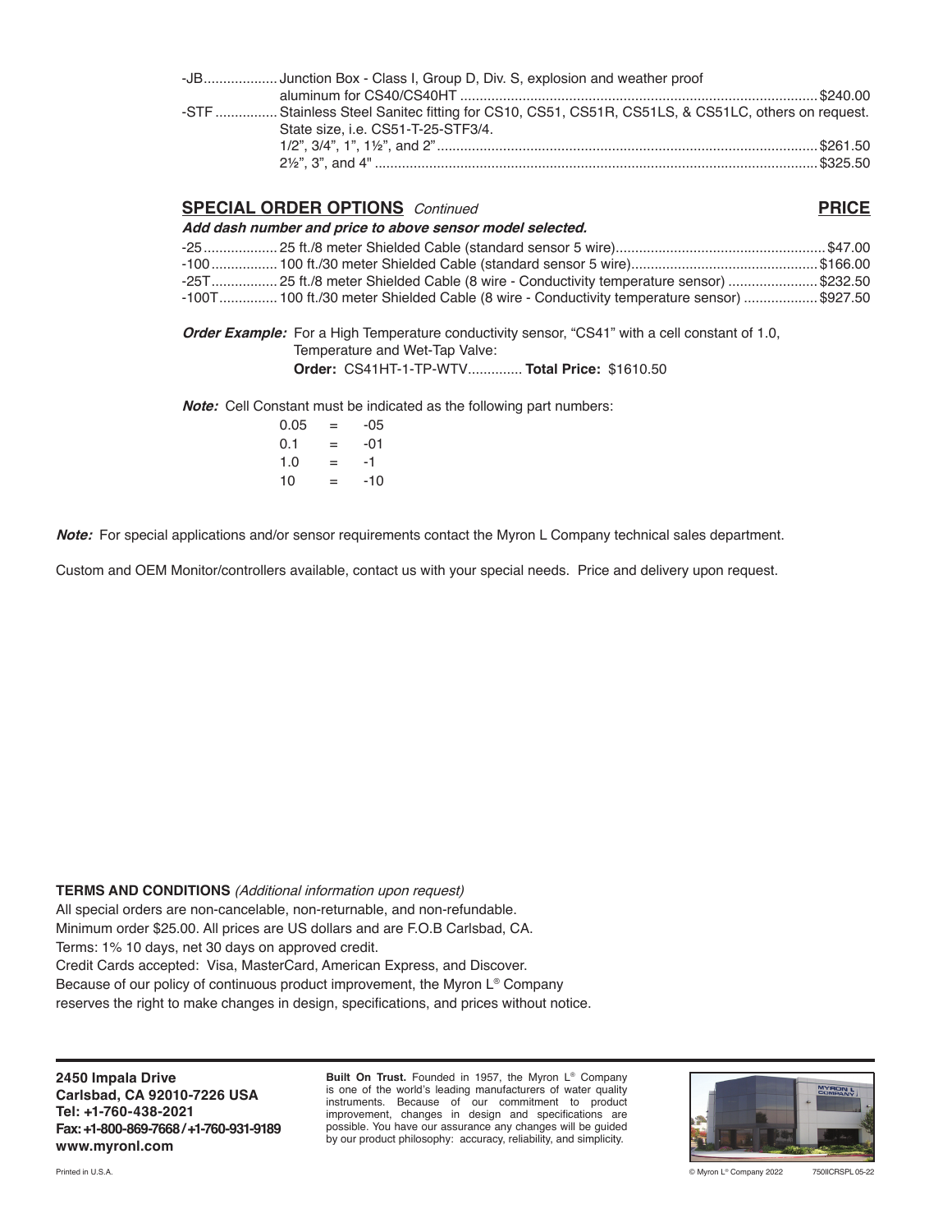-JB.................. Junction Box - Class I, Group D, Div. S, explosion and weather proof aluminum for CS40/CS40HT ........................................................................................... $240.00

-STF ................ Stainless Steel Sanitec fitting for CS10, CS51, CS51R, CS51LS, & CS51LC, others on request. State size, i.e. CS51-T-25-STF3/4.

1/2", 3/4", 1", 1½", and 2" ................................................................................................ $261.50

2½", 3", and 4" ................................................................................................................ $325.50

## SPECIAL ORDER OPTIONS *Continued* **PRICE**

***Add dash number and price to above sensor model selected.***

-25.................. 25 ft./8 meter Shielded Cable (standard sensor 5 wire)...................................................... $47.00

-100................ 100 ft./30 meter Shielded Cable (standard sensor 5 wire)................................................ $166.00

-25T................ 25 ft./8 meter Shielded Cable (8 wire - Conductivity temperature sensor) ....................... $232.50

-100T.............. 100 ft./30 meter Shielded Cable (8 wire - Conductivity temperature sensor) .................. $927.50

***Order Example:*** For a High Temperature conductivity sensor, "CS41" with a cell constant of 1.0, Temperature and Wet-Tap Valve:
**Order:** CS41HT-1-TP-WTV............. **Total Price:** $1610.50

***Note:*** Cell Constant must be indicated as the following part numbers:

| | | |
|---|---|---|
| 0.05 | = | -05 |
| 0.1 | = | -01 |
| 1.0 | = | -1 |
| 10 | = | -10 |

***Note:*** For special applications and/or sensor requirements contact the Myron L Company technical sales department.

Custom and OEM Monitor/controllers available, contact us with your special needs. Price and delivery upon request.

**TERMS AND CONDITIONS** *(Additional information upon request)*
All special orders are non-cancelable, non-returnable, and non-refundable.
Minimum order $25.00. All prices are US dollars and are F.O.B Carlsbad, CA.
Terms: 1% 10 days, net 30 days on approved credit.
Credit Cards accepted: Visa, MasterCard, American Express, and Discover.
Because of our policy of continuous product improvement, the Myron L® Company reserves the right to make changes in design, specifications, and prices without notice.

**2450 Impala Drive**
**Carlsbad, CA 92010-7226 USA**
**Tel: +1-760-438-2021**
**Fax: +1-800-869-7668 / +1-760-931-9189**
**www.myronl.com**

**Built On Trust.** Founded in 1957, the Myron L® Company is one of the world's leading manufacturers of water quality instruments. Because of our commitment to product improvement, changes in design and specifications are possible. You have our assurance any changes will be guided by our product philosophy: accuracy, reliability, and simplicity.

Printed in U.S.A.

© Myron L® Company 2022 750IICRSPL 05-22